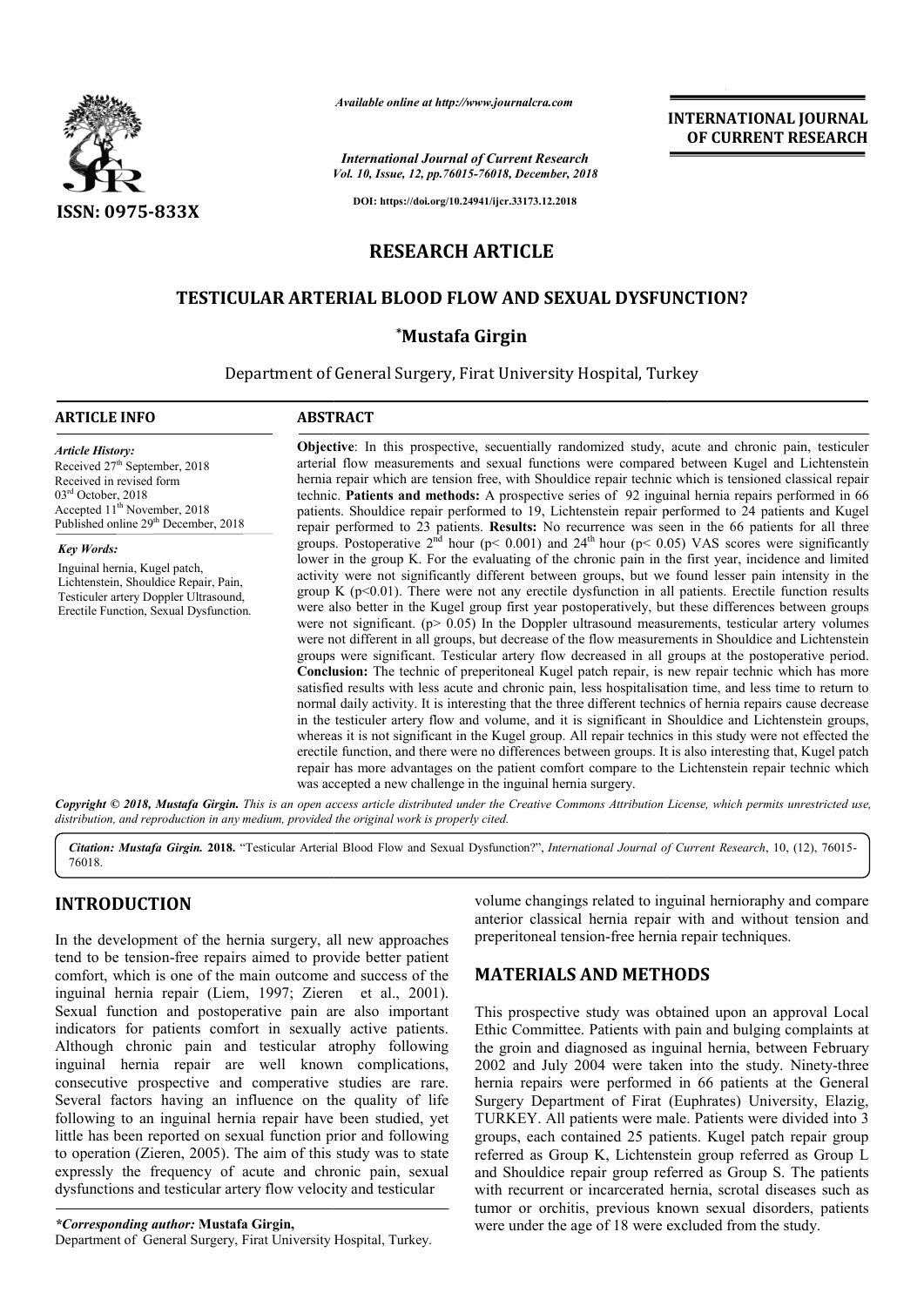*Available online at http://www.journalcra.com*

*International Journal of Current Research*
*Vol. 10, Issue, 12, pp.76015-76018, December, 2018*

**DOI: https://doi.org/10.24941/ijcr.33173.12.2018**

**INTERNATIONAL JOURNAL OF CURRENT RESEARCH**

ISSN: 0975-833X

# RESEARCH ARTICLE

## TESTICULAR ARTERIAL BLOOD FLOW AND SEXUAL DYSFUNCTION?

**\*Mustafa Girgin**

Department of General Surgery, Firat University Hospital, Turkey

### ARTICLE INFO

*Article History:*
Received 27th September, 2018
Received in revised form
03rd October, 2018
Accepted 11th November, 2018
Published online 29th December, 2018

*Key Words:*
Inguinal hernia, Kugel patch, Lichtenstein, Shouldice Repair, Pain, Testiculer artery Doppler Ultrasound, Erectile Function, Sexual Dysfunction.

### ABSTRACT

**Objective**: In this prospective, secuentially randomized study, acute and chronic pain, testiculer arterial flow measurements and sexual functions were compared between Kugel and Lichtenstein hernia repair which are tension free, with Shouldice repair technic which is tensioned classical repair technic. **Patients and methods:** A prospective series of 92 inguinal hernia repairs performed in 66 patients. Shouldice repair performed to 19, Lichtenstein repair performed to 24 patients and Kugel repair performed to 23 patients. **Results:** No recurrence was seen in the 66 patients for all three groups. Postoperative 2nd hour ($p < 0.001$) and 24th hour ($p < 0.05$) VAS scores were significantly lower in the group K. For the evaluating of the chronic pain in the first year, incidence and limited activity were not significantly different between groups, but we found lesser pain intensity in the group K ($p < 0.01$). There were not any erectile dysfunction in all patients. Erectile function results were also better in the Kugel group first year postoperatively, but these differences between groups were not significant. ($p > 0.05$) In the Doppler ultrasound measurements, testicular artery volumes were not different in all groups, but decrease of the flow measurements in Shouldice and Lichtenstein groups were significant. Testicular artery flow decreased in all groups at the postoperative period. **Conclusion:** The technic of preperitoneal Kugel patch repair, is new repair technic which has more satisfied results with less acute and chronic pain, less hospitalisation time, and less time to return to normal daily activity. It is interesting that the three different technics of hernia repairs cause decrease in the testiculer artery flow and volume, and it is significant in Shouldice and Lichtenstein groups, whereas it is not significant in the Kugel group. All repair technics in this study were not effected the erectile function, and there were no differences between groups. It is also interesting that, Kugel patch repair has more advantages on the patient comfort compare to the Lichtenstein repair technic which was accepted a new challenge in the inguinal hernia surgery.

*Copyright © 2018, Mustafa Girgin. This is an open access article distributed under the Creative Commons Attribution License, which permits unrestricted use, distribution, and reproduction in any medium, provided the original work is properly cited.*

*Citation: Mustafa Girgin.* **2018.** "Testicular Arterial Blood Flow and Sexual Dysfunction?", *International Journal of Current Research*, 10, (12), 76015-76018.

## INTRODUCTION

In the development of the hernia surgery, all new approaches tend to be tension-free repairs aimed to provide better patient comfort, which is one of the main outcome and success of the inguinal hernia repair (Liem, 1997; Zieren et al., 2001). Sexual function and postoperative pain are also important indicators for patients comfort in sexually active patients. Although chronic pain and testicular atrophy following inguinal hernia repair are well known complications, consecutive prospective and comperative studies are rare. Several factors having an influence on the quality of life following to an inguinal hernia repair have been studied, yet little has been reported on sexual function prior and following to operation (Zieren, 2005). The aim of this study was to state expressly the frequency of acute and chronic pain, sexual dysfunctions and testicular artery flow velocity and testicular volume changings related to inguinal herniorapy and compare anterior classical hernia repair with and without tension and preperitoneal tension-free hernia repair techniques.

## MATERIALS AND METHODS

This prospective study was obtained upon an approval Local Ethic Committee. Patients with pain and bulging complaints at the groin and diagnosed as inguinal hernia, between February 2002 and July 2004 were taken into the study. Ninety-three hernia repairs were performed in 66 patients at the General Surgery Department of Firat (Euphrates) University, Elazig, TURKEY. All patients were male. Patients were divided into 3 groups, each contained 25 patients. Kugel patch repair group referred as Group K, Lichtenstein group referred as Group L and Shouldice repair group referred as Group S. The patients with recurrent or incarcerated hernia, scrotal diseases such as tumor or orchitis, previous known sexual disorders, patients were under the age of 18 were excluded from the study.

*\*Corresponding author:* **Mustafa Girgin,**
Department of General Surgery, Firat University Hospital, Turkey.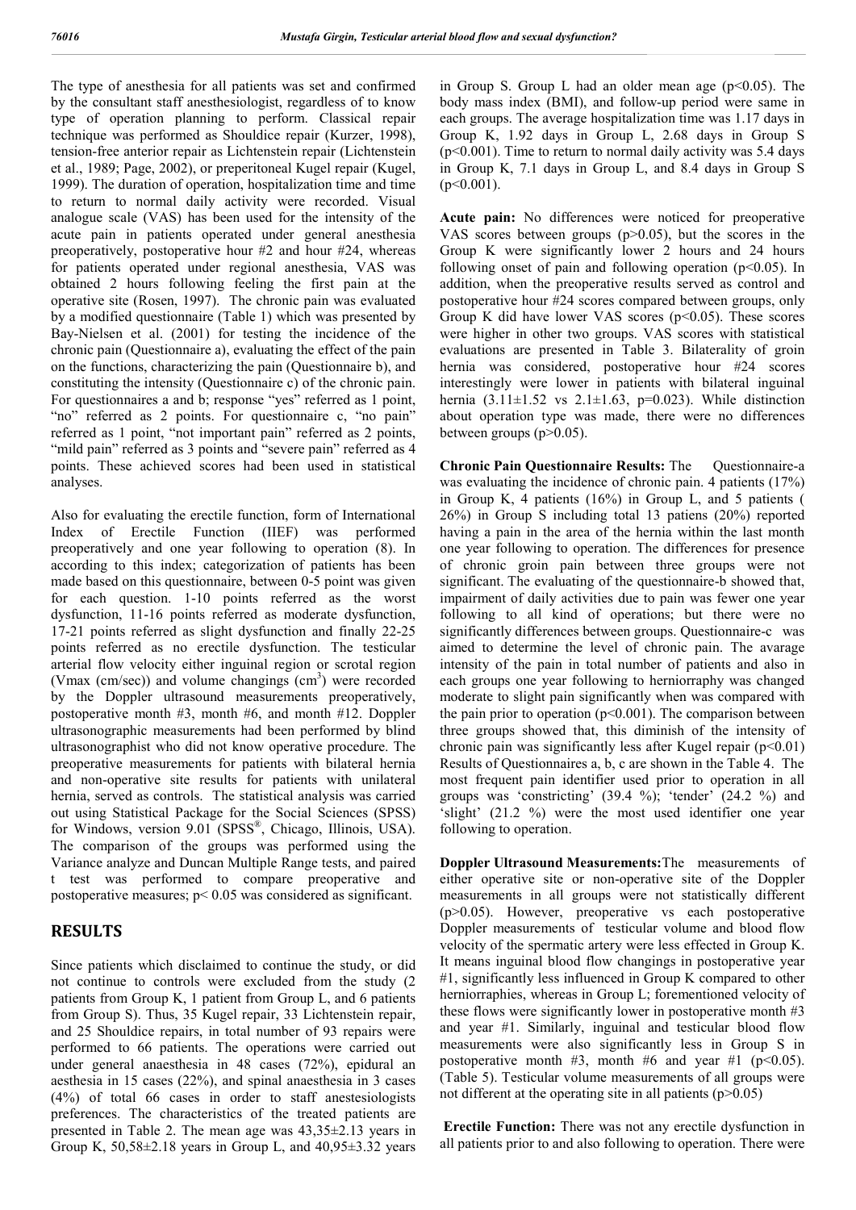The type of anesthesia for all patients was set and confirmed by the consultant staff anesthesiologist, regardless of to know type of operation planning to perform. Classical repair technique was performed as Shouldice repair (Kurzer, 1998), tension-free anterior repair as Lichtenstein repair (Lichtenstein et al., 1989; Page, 2002), or preperitoneal Kugel repair (Kugel, 1999). The duration of operation, hospitalization time and time to return to normal daily activity were recorded. Visual analogue scale (VAS) has been used for the intensity of the acute pain in patients operated under general anesthesia preoperatively, postoperative hour #2 and hour #24, whereas for patients operated under regional anesthesia, VAS was obtained 2 hours following feeling the first pain at the operative site (Rosen, 1997). The chronic pain was evaluated by a modified questionnaire (Table 1) which was presented by Bay-Nielsen et al. (2001) for testing the incidence of the chronic pain (Questionnaire a), evaluating the effect of the pain on the functions, characterizing the pain (Questionnaire b), and constituting the intensity (Questionnaire c) of the chronic pain. For questionnaires a and b; response "yes" referred as 1 point, "no" referred as 2 points. For questionnaire c, "no pain" referred as 1 point, "not important pain" referred as 2 points, "mild pain" referred as 3 points and "severe pain" referred as 4 points. These achieved scores had been used in statistical analyses.

Also for evaluating the erectile function, form of International Index of Erectile Function (IIEF) was performed preoperatively and one year following to operation (8). In according to this index; categorization of patients has been made based on this questionnaire, between 0-5 point was given for each question. 1-10 points referred as the worst dysfunction, 11-16 points referred as moderate dysfunction, 17-21 points referred as slight dysfunction and finally 22-25 points referred as no erectile dysfunction. The testicular arterial flow velocity either inguinal region or scrotal region (Vmax (cm/sec)) and volume changings ($cm^3$) were recorded by the Doppler ultrasound measurements preoperatively, postoperative month #3, month #6, and month #12. Doppler ultrasonographic measurements had been performed by blind ultrasonographist who did not know operative procedure. The preoperative measurements for patients with bilateral hernia and non-operative site results for patients with unilateral hernia, served as controls. The statistical analysis was carried out using Statistical Package for the Social Sciences (SPSS) for Windows, version 9.01 (SPSS®, Chicago, Illinois, USA). The comparison of the groups was performed using the Variance analyze and Duncan Multiple Range tests, and paired t test was performed to compare preoperative and postoperative measures; $p< 0.05$ was considered as significant.

## RESULTS

Since patients which disclaimed to continue the study, or did not continue to controls were excluded from the study (2 patients from Group K, 1 patient from Group L, and 6 patients from Group S). Thus, 35 Kugel repair, 33 Lichtenstein repair, and 25 Shouldice repairs, in total number of 93 repairs were performed to 66 patients. The operations were carried out under general anaesthesia in 48 cases (72%), epidural an aesthesia in 15 cases (22%), and spinal anaesthesia in 3 cases (4%) of total 66 cases in order to staff anestesiologists preferences. The characteristics of the treated patients are presented in Table 2. The mean age was 43,35±2.13 years in Group K, 50,58±2.18 years in Group L, and 40,95±3.32 years in Group S. Group L had an older mean age ($p<0.05$). The body mass index (BMI), and follow-up period were same in each groups. The average hospitalization time was 1.17 days in Group K, 1.92 days in Group L, 2.68 days in Group S ($p<0.001$). Time to return to normal daily activity was 5.4 days in Group K, 7.1 days in Group L, and 8.4 days in Group S ($p<0.001$).

**Acute pain:** No differences were noticed for preoperative VAS scores between groups ($p>0.05$), but the scores in the Group K were significantly lower 2 hours and 24 hours following onset of pain and following operation ($p<0.05$). In addition, when the preoperative results served as control and postoperative hour #24 scores compared between groups, only Group K did have lower VAS scores ($p<0.05$). These scores were higher in other two groups. VAS scores with statistical evaluations are presented in Table 3. Bilaterality of groin hernia was considered, postoperative hour #24 scores interestingly were lower in patients with bilateral inguinal hernia (3.11±1.52 vs 2.1±1.63, $p=0.023$). While distinction about operation type was made, there were no differences between groups ($p>0.05$).

**Chronic Pain Questionnaire Results:** The Questionnaire-a was evaluating the incidence of chronic pain. 4 patients (17%) in Group K, 4 patients (16%) in Group L, and 5 patients ( 26%) in Group S including total 13 patiens (20%) reported having a pain in the area of the hernia within the last month one year following to operation. The differences for presence of chronic groin pain between three groups were not significant. The evaluating of the questionnaire-b showed that, impairment of daily activities due to pain was fewer one year following to all kind of operations; but there were no significantly differences between groups. Questionnaire-c was aimed to determine the level of chronic pain. The avarage intensity of the pain in total number of patients and also in each groups one year following to herniorraphy was changed moderate to slight pain significantly when was compared with the pain prior to operation ($p<0.001$). The comparison between three groups showed that, this diminish of the intensity of chronic pain was significantly less after Kugel repair ($p<0.01$) Results of Questionnaires a, b, c are shown in the Table 4. The most frequent pain identifier used prior to operation in all groups was 'constricting' (39.4 %); 'tender' (24.2 %) and 'slight' (21.2 %) were the most used identifier one year following to operation.

**Doppler Ultrasound Measurements:** The measurements of either operative site or non-operative site of the Doppler measurements in all groups were not statistically different ($p>0.05$). However, preoperative vs each postoperative Doppler measurements of testicular volume and blood flow velocity of the spermatic artery were less effected in Group K. It means inguinal blood flow changings in postoperative year #1, significantly less influenced in Group K compared to other herniorraphies, whereas in Group L; forementioned velocity of these flows were significantly lower in postoperative month #3 and year #1. Similarly, inguinal and testicular blood flow measurements were also significantly less in Group S in postoperative month #3, month #6 and year #1 ($p<0.05$). (Table 5). Testicular volume measurements of all groups were not different at the operating site in all patients ($p>0.05$)

**Erectile Function:** There was not any erectile dysfunction in all patients prior to and also following to operation. There were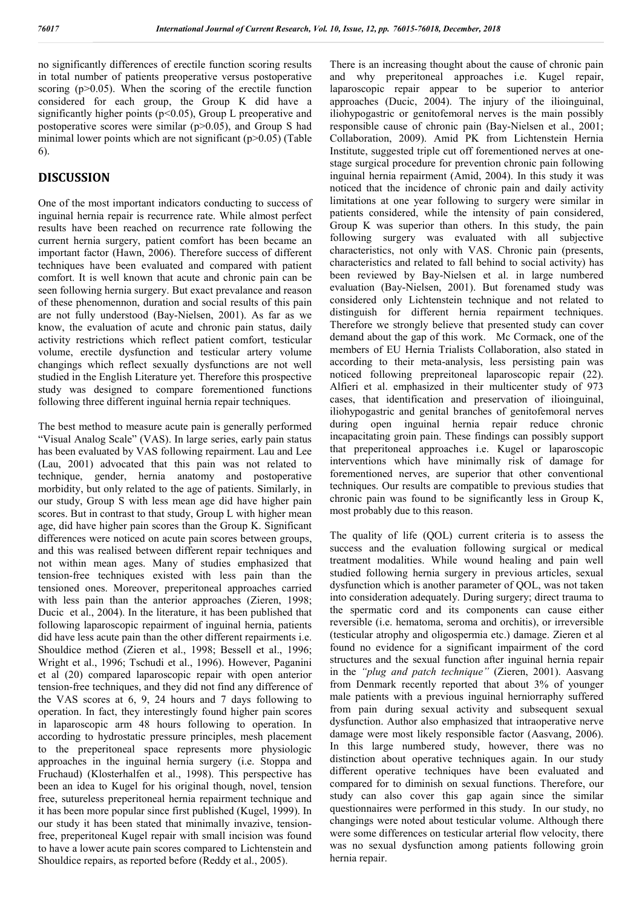no significantly differences of erectile function scoring results in total number of patients preoperative versus postoperative scoring ($p>0.05$). When the scoring of the erectile function considered for each group, the Group K did have a significantly higher points ($p<0.05$), Group L preoperative and postoperative scores were similar ($p>0.05$), and Group S had minimal lower points which are not significant ($p>0.05$) (Table 6).

## DISCUSSION

One of the most important indicators conducting to success of inguinal hernia repair is recurrence rate. While almost perfect results have been reached on recurrence rate following the current hernia surgery, patient comfort has been became an important factor (Hawn, 2006). Therefore success of different techniques have been evaluated and compared with patient comfort. It is well known that acute and chronic pain can be seen following hernia surgery. But exact prevalance and reason of these phenomennon, duration and social results of this pain are not fully understood (Bay-Nielsen, 2001). As far as we know, the evaluation of acute and chronic pain status, daily activity restrictions which reflect patient comfort, testicular volume, erectile dysfunction and testicular artery volume changings which reflect sexually dysfunctions are not well studied in the English Literature yet. Therefore this prospective study was designed to compare forementioned functions following three different inguinal hernia repair techniques.

The best method to measure acute pain is generally performed "Visual Analog Scale" (VAS). In large series, early pain status has been evaluated by VAS following repairment. Lau and Lee (Lau, 2001) advocated that this pain was not related to technique, gender, hernia anatomy and postoperative morbidity, but only related to the age of patients. Similarly, in our study, Group S with less mean age did have higher pain scores. But in contrast to that study, Group L with higher mean age, did have higher pain scores than the Group K. Significant differences were noticed on acute pain scores between groups, and this was realised between different repair techniques and not within mean ages. Many of studies emphasized that tension-free techniques existed with less pain than the tensioned ones. Moreover, preperitoneal approaches carried with less pain than the anterior approaches (Zieren, 1998; Ducic et al., 2004). In the literature, it has been published that following laparoscopic repairment of inguinal hernia, patients did have less acute pain than the other different repairments i.e. Shouldice method (Zieren et al., 1998; Bessell et al., 1996; Wright et al., 1996; Tschudi et al., 1996). However, Paganini et al (20) compared laparoscopic repair with open anterior tension-free techniques, and they did not find any difference of the VAS scores at 6, 9, 24 hours and 7 days following to operation. In fact, they interestingly found higher pain scores in laparoscopic arm 48 hours following to operation. In according to hydrostatic pressure principles, mesh placement to the preperitoneal space represents more physiologic approaches in the inguinal hernia surgery (i.e. Stoppa and Fruchaud) (Klosterhalfen et al., 1998). This perspective has been an idea to Kugel for his original though, novel, tension free, sutureless preperitoneal hernia repairment technique and it has been more popular since first published (Kugel, 1999). In our study it has been stated that minimally invazive, tension-free, preperitoneal Kugel repair with small incision was found to have a lower acute pain scores compared to Lichtenstein and Shouldice repairs, as reported before (Reddy et al., 2005).

There is an increasing thought about the cause of chronic pain and why preperitoneal approaches i.e. Kugel repair, laparoscopic repair appear to be superior to anterior approaches (Ducic, 2004). The injury of the ilioinguinal, iliohypogastric or genitofemoral nerves is the main possibly responsible cause of chronic pain (Bay-Nielsen et al., 2001; Collaboration, 2009). Amid PK from Lichtenstein Hernia Institute, suggested triple cut off forementioned nerves at one-stage surgical procedure for prevention chronic pain following inguinal hernia repairment (Amid, 2004). In this study it was noticed that the incidence of chronic pain and daily activity limitations at one year following to surgery were similar in patients considered, while the intensity of pain considered, Group K was superior than others. In this study, the pain following surgery was evaluated with all subjective characteristics, not only with VAS. Chronic pain (presents, characteristics and related to fall behind to social activity) has been reviewed by Bay-Nielsen et al. in large numbered evaluation (Bay-Nielsen, 2001). But forenamed study was considered only Lichtenstein technique and not related to distinguish for different hernia repairment techniques. Therefore we strongly believe that presented study can cover demand about the gap of this work. Mc Cormack, one of the members of EU Hernia Trialists Collaboration, also stated in according to their meta-analysis, less persisting pain was noticed following prepreitoneal laparoscopic repair (22). Alfieri et al. emphasized in their multicenter study of 973 cases, that identification and preservation of ilioinguinal, iliohypogastric and genital branches of genitofemoral nerves during open inguinal hernia repair reduce chronic incapacitating groin pain. These findings can possibly support that preperitoneal approaches i.e. Kugel or laparoscopic interventions which have minimally risk of damage for forementioned nerves, are superior that other conventional techniques. Our results are compatible to previous studies that chronic pain was found to be significantly less in Group K, most probably due to this reason.

The quality of life (QOL) current criteria is to assess the success and the evaluation following surgical or medical treatment modalities. While wound healing and pain well studied following hernia surgery in previous articles, sexual dysfunction which is another parameter of QOL, was not taken into consideration adequately. During surgery; direct trauma to the spermatic cord and its components can cause either reversible (i.e. hematoma, seroma and orchitis), or irreversible (testicular atrophy and oligospermia etc.) damage. Zieren et al found no evidence for a significant impairment of the cord structures and the sexual function after inguinal hernia repair in the *"plug and patch technique"* (Zieren, 2001). Aasvang from Denmark recently reported that about 3% of younger male patients with a previous inguinal herniorraphy suffered from pain during sexual activity and subsequent sexual dysfunction. Author also emphasized that intraoperative nerve damage were most likely responsible factor (Aasvang, 2006). In this large numbered study, however, there was no distinction about operative techniques again. In our study different operative techniques have been evaluated and compared for to diminish on sexual functions. Therefore, our study can also cover this gap again since the similar questionnaires were performed in this study. In our study, no changings were noted about testicular volume. Although there were some differences on testicular arterial flow velocity, there was no sexual dysfunction among patients following groin hernia repair.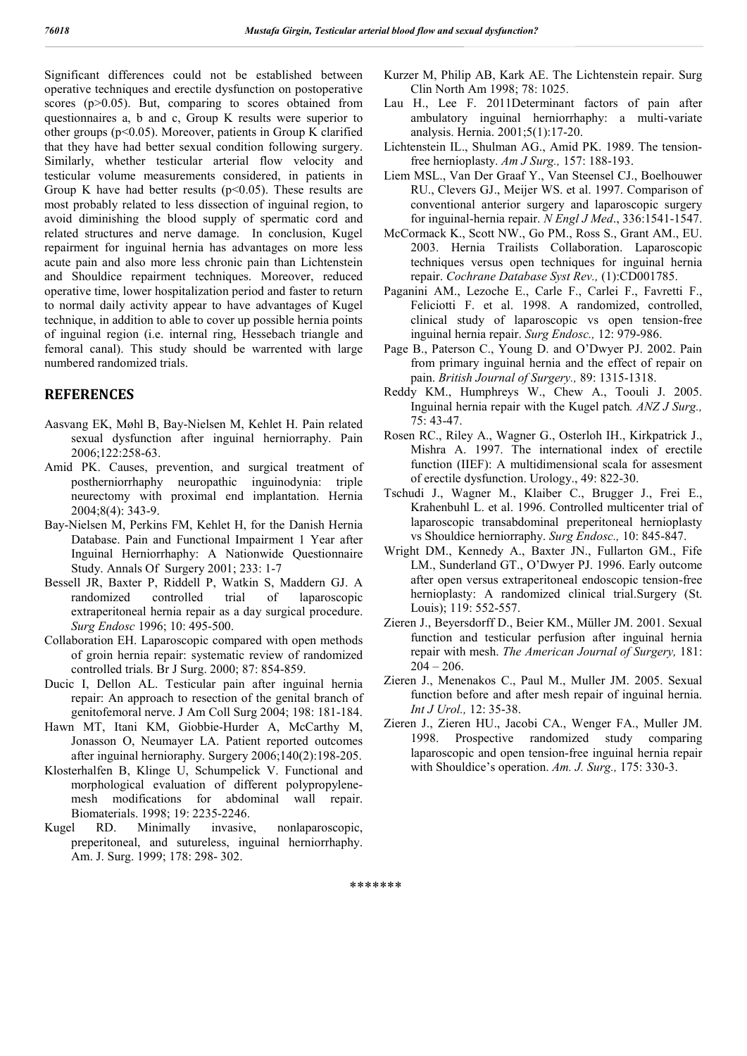Significant differences could not be established between operative techniques and erectile dysfunction on postoperative scores ($p>0.05$). But, comparing to scores obtained from questionnaires a, b and c, Group K results were superior to other groups ($p<0.05$). Moreover, patients in Group K clarified that they have had better sexual condition following surgery. Similarly, whether testicular arterial flow velocity and testicular volume measurements considered, in patients in Group K have had better results ($p<0.05$). These results are most probably related to less dissection of inguinal region, to avoid diminishing the blood supply of spermatic cord and related structures and nerve damage. In conclusion, Kugel repairment for inguinal hernia has advantages on more less acute pain and also more less chronic pain than Lichtenstein and Shouldice repairment techniques. Moreover, reduced operative time, lower hospitalization period and faster to return to normal daily activity appear to have advantages of Kugel technique, in addition to able to cover up possible hernia points of inguinal region (i.e. internal ring, Hessebach triangle and femoral canal). This study should be warrented with large numbered randomized trials.

## REFERENCES

Aasvang EK, Møhl B, Bay-Nielsen M, Kehlet H. Pain related sexual dysfunction after inguinal herniorrhaphy. Pain 2006;122:258-63.

Amid PK. Causes, prevention, and surgical treatment of postherniorrhaphy neuropathic inguinodynia: triple neurectomy with proximal end implantation. Hernia 2004;8(4): 343-9.

Bay-Nielsen M, Perkins FM, Kehlet H, for the Danish Hernia Database. Pain and Functional Impairment 1 Year after Inguinal Herniorrhaphy: A Nationwide Questionnaire Study. Annals Of Surgery 2001; 233: 1-7

Bessell JR, Baxter P, Riddell P, Watkin S, Maddern GJ. A randomized controlled trial of laparoscopic extraperitoneal hernia repair as a day surgical procedure. *Surg Endosc* 1996; 10: 495-500.

Collaboration EH. Laparoscopic compared with open methods of groin hernia repair: systematic review of randomized controlled trials. Br J Surg. 2000; 87: 854-859.

Ducic I, Dellon AL. Testicular pain after inguinal hernia repair: An approach to resection of the genital branch of genitofemoral nerve. J Am Coll Surg 2004; 198: 181-184.

Hawn MT, Itani KM, Giobbie-Hurder A, McCarthy M, Jonasson O, Neumayer LA. Patient reported outcomes after inguinal herniorraphy. Surgery 2006;140(2):198-205.

Klosterhalfen B, Klinge U, Schumpelick V. Functional and morphological evaluation of different polypropylene-mesh modifications for abdominal wall repair. Biomaterials. 1998; 19: 2235-2246.

Kugel RD. Minimally invasive, nonlaparoscopic, preperitoneal, and sutureless, inguinal herniorrhaphy. Am. J. Surg. 1999; 178: 298- 302.

Kurzer M, Philip AB, Kark AE. The Lichtenstein repair. Surg Clin North Am 1998; 78: 1025.

Lau H., Lee F. 2011Determinant factors of pain after ambulatory inguinal herniorrhaphy: a multi-variate analysis. Hernia. 2001;5(1):17-20.

Lichtenstein IL., Shulman AG., Amid PK. 1989. The tension-free hernioplasty. *Am J Surg.,* 157: 188-193.

Liem MSL., Van Der Graaf Y., Van Steensel CJ., Boelhouwer RU., Clevers GJ., Meijer WS. et al. 1997. Comparison of conventional anterior surgery and laparoscopic surgery for inguinal-hernia repair. *N Engl J Med*., 336:1541-1547.

McCormack K., Scott NW., Go PM., Ross S., Grant AM., EU. 2003. Hernia Trailists Collaboration. Laparoscopic techniques versus open techniques for inguinal hernia repair. *Cochrane Database Syst Rev.,* (1):CD001785.

Paganini AM., Lezoche E., Carle F., Carlei F., Favretti F., Feliciotti F. et al. 1998. A randomized, controlled, clinical study of laparoscopic vs open tension-free inguinal hernia repair. *Surg Endosc.,* 12: 979-986.

Page B., Paterson C., Young D. and O'Dwyer PJ. 2002. Pain from primary inguinal hernia and the effect of repair on pain. *British Journal of Surgery.,* 89: 1315-1318.

Reddy KM., Humphreys W., Chew A., Toouli J. 2005. Inguinal hernia repair with the Kugel patch*. ANZ J Surg.,* 75: 43-47.

Rosen RC., Riley A., Wagner G., Osterloh IH., Kirkpatrick J., Mishra A. 1997. The international index of erectile function (IIEF): A multidimensional scala for assesment of erectile dysfunction. Urology., 49: 822-30.

Tschudi J., Wagner M., Klaiber C., Brugger J., Frei E., Krahenbuhl L. et al. 1996. Controlled multicenter trial of laparoscopic transabdominal preperitoneal hernioplasty vs Shouldice herniorraphy. *Surg Endosc.,* 10: 845-847.

Wright DM., Kennedy A., Baxter JN., Fullarton GM., Fife LM., Sunderland GT., O'Dwyer PJ. 1996. Early outcome after open versus extraperitoneal endoscopic tension-free hernioplasty: A randomized clinical trial.Surgery (St. Louis); 119: 552-557.

Zieren J., Beyersdorff D., Beier KM., Müller JM. 2001. Sexual function and testicular perfusion after inguinal hernia repair with mesh. *The American Journal of Surgery,* 181: 204 – 206.

Zieren J., Menenakos C., Paul M., Muller JM. 2005. Sexual function before and after mesh repair of inguinal hernia. *Int J Urol.,* 12: 35-38.

Zieren J., Zieren HU., Jacobi CA., Wenger FA., Muller JM. 1998. Prospective randomized study comparing laparoscopic and open tension-free inguinal hernia repair with Shouldice's operation. *Am. J. Surg.,* 175: 330-3.

\*\*\*\*\*\*\*